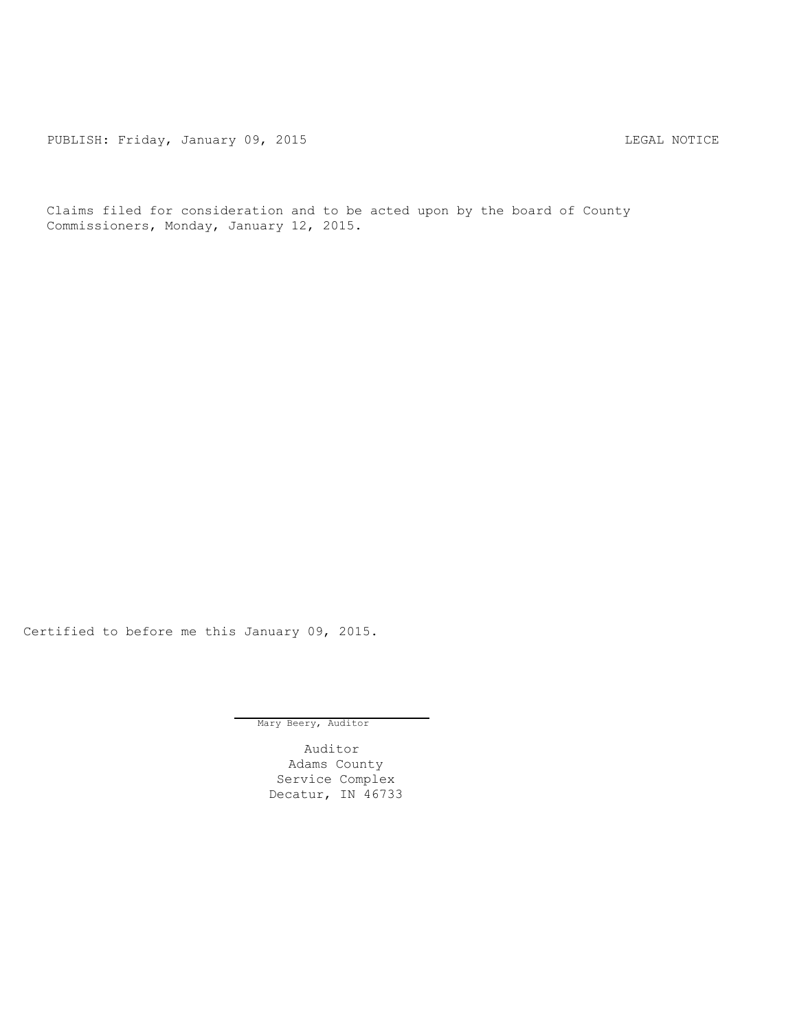PUBLISH: Friday, January 09, 2015 LEGAL NOTICE

Claims filed for consideration and to be acted upon by the board of County Commissioners, Monday, January 12, 2015.

Certified to before me this January 09, 2015.

Mary Beery, Auditor

Auditor
Adams County
Service Complex
Decatur, IN 46733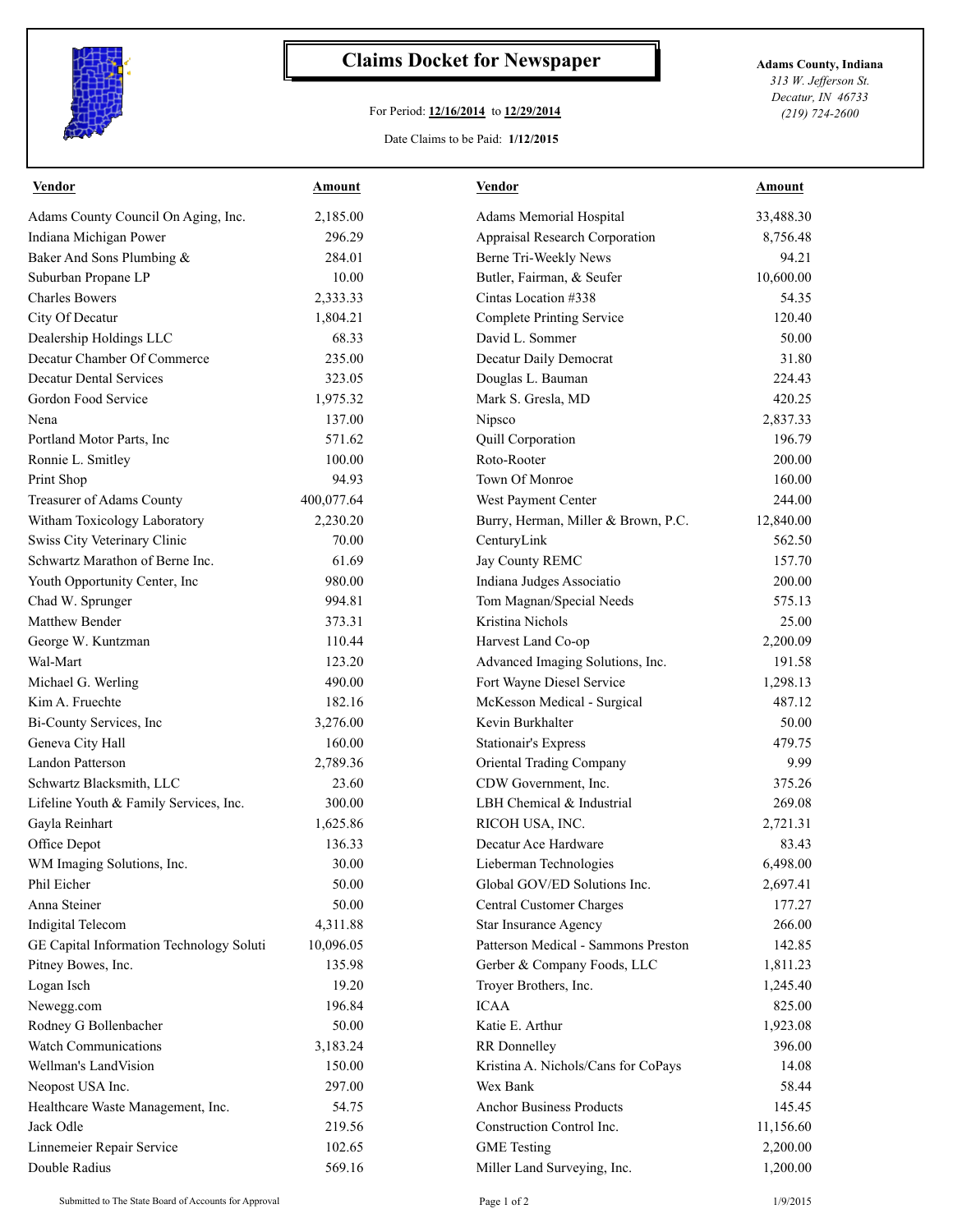# Claims Docket for Newspaper

For Period: **12/16/2014** to **12/29/2014**

Date Claims to be Paid: **1/12/2015**

**Adams County, Indiana**
*313 W. Jefferson St.*
*Decatur, IN 46733*
*(219) 724-2600*

| Vendor | Amount | Vendor | Amount |
|---|---|---|---|
| Adams County Council On Aging, Inc. | 2,185.00 | Adams Memorial Hospital | 33,488.30 |
| Indiana Michigan Power | 296.29 | Appraisal Research Corporation | 8,756.48 |
| Baker And Sons Plumbing & | 284.01 | Berne Tri-Weekly News | 94.21 |
| Suburban Propane LP | 10.00 | Butler, Fairman, & Seufer | 10,600.00 |
| Charles Bowers | 2,333.33 | Cintas Location #338 | 54.35 |
| City Of Decatur | 1,804.21 | Complete Printing Service | 120.40 |
| Dealership Holdings LLC | 68.33 | David L. Sommer | 50.00 |
| Decatur Chamber Of Commerce | 235.00 | Decatur Daily Democrat | 31.80 |
| Decatur Dental Services | 323.05 | Douglas L. Bauman | 224.43 |
| Gordon Food Service | 1,975.32 | Mark S. Gresla, MD | 420.25 |
| Nena | 137.00 | Nipsco | 2,837.33 |
| Portland Motor Parts, Inc | 571.62 | Quill Corporation | 196.79 |
| Ronnie L. Smitley | 100.00 | Roto-Rooter | 200.00 |
| Print Shop | 94.93 | Town Of Monroe | 160.00 |
| Treasurer of Adams County | 400,077.64 | West Payment Center | 244.00 |
| Witham Toxicology Laboratory | 2,230.20 | Burry, Herman, Miller & Brown, P.C. | 12,840.00 |
| Swiss City Veterinary Clinic | 70.00 | CenturyLink | 562.50 |
| Schwartz Marathon of Berne Inc. | 61.69 | Jay County REMC | 157.70 |
| Youth Opportunity Center, Inc | 980.00 | Indiana Judges Associatio | 200.00 |
| Chad W. Sprunger | 994.81 | Tom Magnan/Special Needs | 575.13 |
| Matthew Bender | 373.31 | Kristina Nichols | 25.00 |
| George W. Kuntzman | 110.44 | Harvest Land Co-op | 2,200.09 |
| Wal-Mart | 123.20 | Advanced Imaging Solutions, Inc. | 191.58 |
| Michael G. Werling | 490.00 | Fort Wayne Diesel Service | 1,298.13 |
| Kim A. Fruechte | 182.16 | McKesson Medical - Surgical | 487.12 |
| Bi-County Services, Inc | 3,276.00 | Kevin Burkhalter | 50.00 |
| Geneva City Hall | 160.00 | Stationair's Express | 479.75 |
| Landon Patterson | 2,789.36 | Oriental Trading Company | 9.99 |
| Schwartz Blacksmith, LLC | 23.60 | CDW Government, Inc. | 375.26 |
| Lifeline Youth & Family Services, Inc. | 300.00 | LBH Chemical & Industrial | 269.08 |
| Gayla Reinhart | 1,625.86 | RICOH USA, INC. | 2,721.31 |
| Office Depot | 136.33 | Decatur Ace Hardware | 83.43 |
| WM Imaging Solutions, Inc. | 30.00 | Lieberman Technologies | 6,498.00 |
| Phil Eicher | 50.00 | Global GOV/ED Solutions Inc. | 2,697.41 |
| Anna Steiner | 50.00 | Central Customer Charges | 177.27 |
| Indigital Telecom | 4,311.88 | Star Insurance Agency | 266.00 |
| GE Capital Information Technology Soluti | 10,096.05 | Patterson Medical - Sammons Preston | 142.85 |
| Pitney Bowes, Inc. | 135.98 | Gerber & Company Foods, LLC | 1,811.23 |
| Logan Isch | 19.20 | Troyer Brothers, Inc. | 1,245.40 |
| Newegg.com | 196.84 | ICAA | 825.00 |
| Rodney G Bollenbacher | 50.00 | Katie E. Arthur | 1,923.08 |
| Watch Communications | 3,183.24 | RR Donnelley | 396.00 |
| Wellman's LandVision | 150.00 | Kristina A. Nichols/Cans for CoPays | 14.08 |
| Neopost USA Inc. | 297.00 | Wex Bank | 58.44 |
| Healthcare Waste Management, Inc. | 54.75 | Anchor Business Products | 145.45 |
| Jack Odle | 219.56 | Construction Control Inc. | 11,156.60 |
| Linnemeier Repair Service | 102.65 | GME Testing | 2,200.00 |
| Double Radius | 569.16 | Miller Land Surveying, Inc. | 1,200.00 |

Submitted to The State Board of Accounts for Approval — 1/9/2015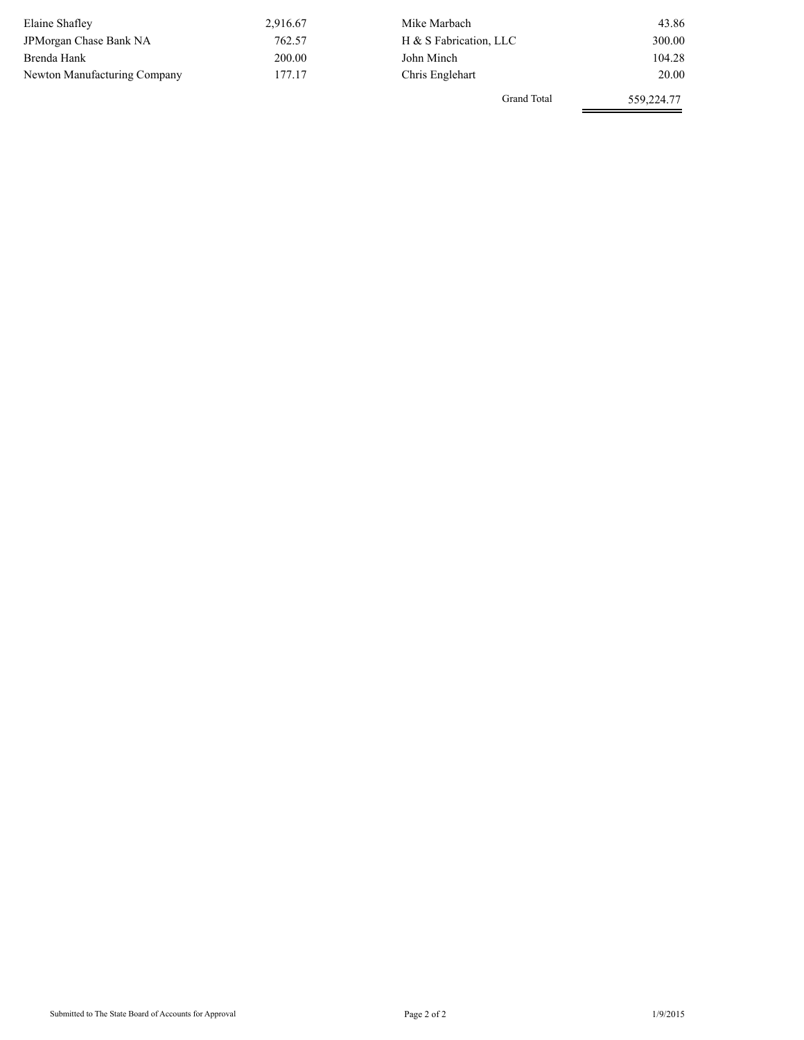| | | | |
|---|---|---|---|
| Elaine Shafley | 2,916.67 | Mike Marbach | 43.86 |
| JPMorgan Chase Bank NA | 762.57 | H & S Fabrication, LLC | 300.00 |
| Brenda Hank | 200.00 | John Minch | 104.28 |
| Newton Manufacturing Company | 177.17 | Chris Englehart | 20.00 |
| | | Grand Total | 559,224.77 |

Submitted to The State Board of Accounts for Approval

1/9/2015